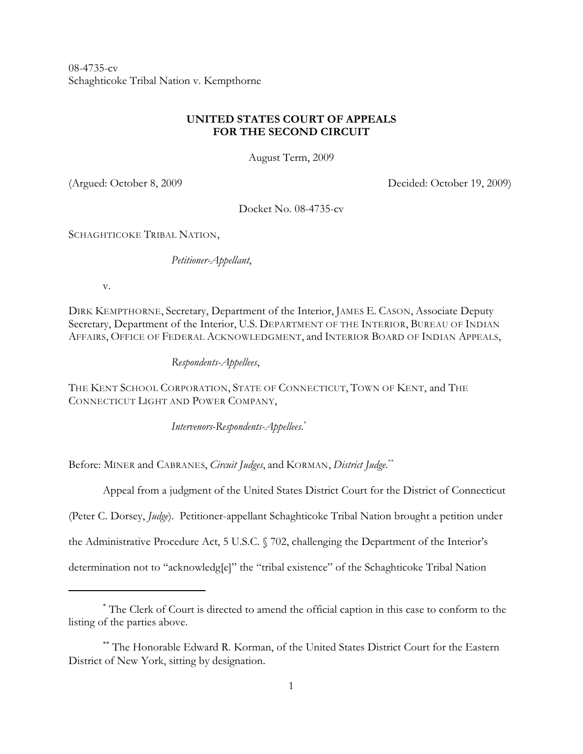08-4735-cv
Schaghticoke Tribal Nation v. Kempthorne

**UNITED STATES COURT OF APPEALS**
**FOR THE SECOND CIRCUIT**

August Term, 2009

(Argued: October 8, 2009 Decided: October 19, 2009)

Docket No. 08-4735-cv

SCHAGHTICOKE TRIBAL NATION,

*Petitioner-Appellant*,

v.

DIRK KEMPTHORNE, Secretary, Department of the Interior, JAMES E. CASON, Associate Deputy Secretary, Department of the Interior, U.S. DEPARTMENT OF THE INTERIOR, BUREAU OF INDIAN AFFAIRS, OFFICE OF FEDERAL ACKNOWLEDGMENT, and INTERIOR BOARD OF INDIAN APPEALS,

*Respondents-Appellees*,

THE KENT SCHOOL CORPORATION, STATE OF CONNECTICUT, TOWN OF KENT, and THE CONNECTICUT LIGHT AND POWER COMPANY,

*Intervenors-Respondents-Appellees.*[*]

Before: MINER and CABRANES, *Circuit Judges*, and KORMAN, *District Judge*.[**]

Appeal from a judgment of the United States District Court for the District of Connecticut (Peter C. Dorsey, *Judge*). Petitioner-appellant Schaghticoke Tribal Nation brought a petition under the Administrative Procedure Act, 5 U.S.C. § 702, challenging the Department of the Interior's determination not to "acknowledg[e]" the "tribal existence" of the Schaghticoke Tribal Nation

---

[*] The Clerk of Court is directed to amend the official caption in this case to conform to the listing of the parties above.

[**] The Honorable Edward R. Korman, of the United States District Court for the Eastern District of New York, sitting by designation.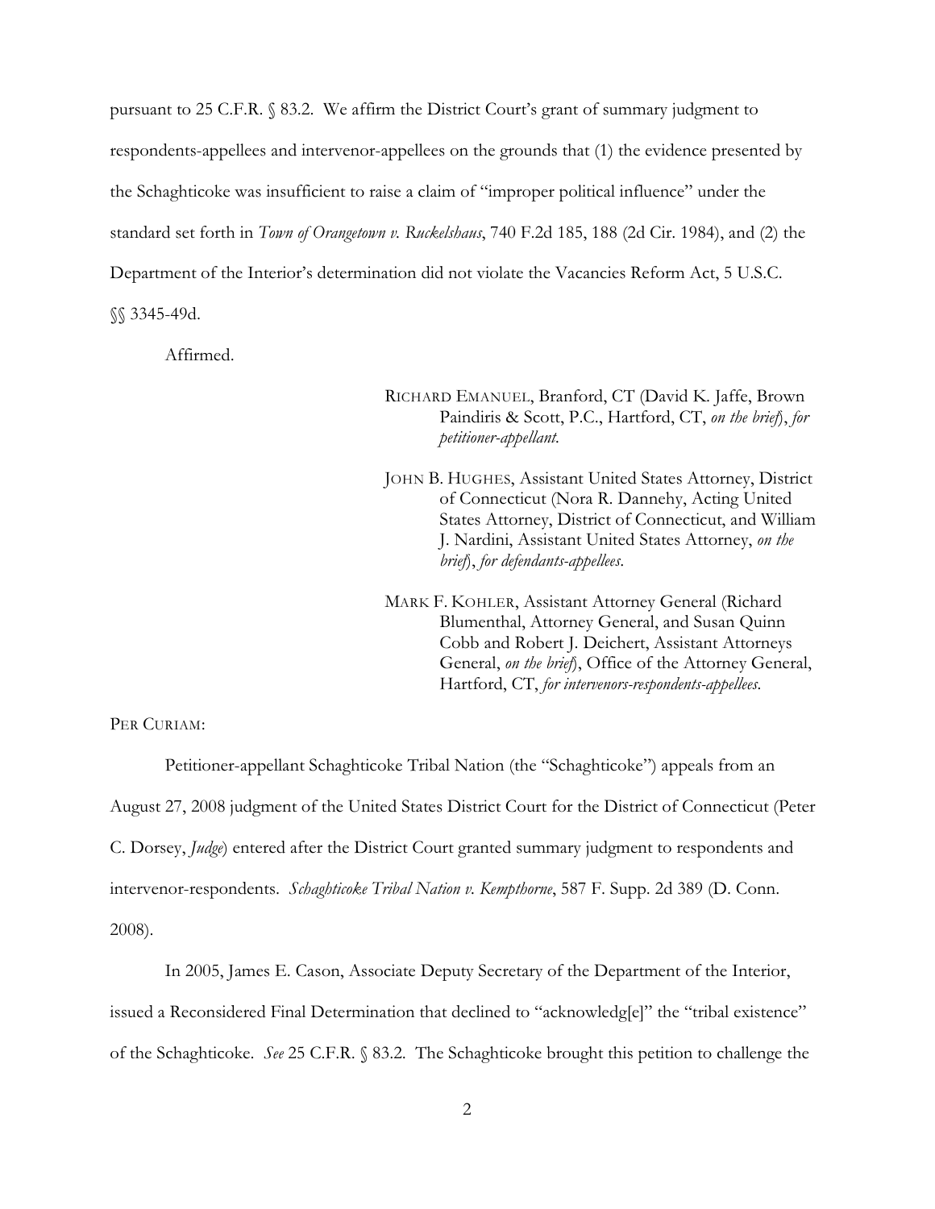pursuant to 25 C.F.R. § 83.2. We affirm the District Court's grant of summary judgment to respondents-appellees and intervenor-appellees on the grounds that (1) the evidence presented by the Schaghticoke was insufficient to raise a claim of "improper political influence" under the standard set forth in *Town of Orangetown v. Ruckelshaus*, 740 F.2d 185, 188 (2d Cir. 1984), and (2) the Department of the Interior's determination did not violate the Vacancies Reform Act, 5 U.S.C. §§ 3345-49d.

Affirmed.

RICHARD EMANUEL, Branford, CT (David K. Jaffe, Brown Paindiris & Scott, P.C., Hartford, CT, *on the brief*), *for petitioner-appellant.*

JOHN B. HUGHES, Assistant United States Attorney, District of Connecticut (Nora R. Dannehy, Acting United States Attorney, District of Connecticut, and William J. Nardini, Assistant United States Attorney, *on the brief*), *for defendants-appellees.*

MARK F. KOHLER, Assistant Attorney General (Richard Blumenthal, Attorney General, and Susan Quinn Cobb and Robert J. Deichert, Assistant Attorneys General, *on the brief*), Office of the Attorney General, Hartford, CT, *for intervenors-respondents-appellees.*

PER CURIAM:

Petitioner-appellant Schaghticoke Tribal Nation (the "Schaghticoke") appeals from an August 27, 2008 judgment of the United States District Court for the District of Connecticut (Peter C. Dorsey, *Judge*) entered after the District Court granted summary judgment to respondents and intervenor-respondents. *Schaghticoke Tribal Nation v. Kempthorne*, 587 F. Supp. 2d 389 (D. Conn. 2008).

In 2005, James E. Cason, Associate Deputy Secretary of the Department of the Interior, issued a Reconsidered Final Determination that declined to "acknowledg[e]" the "tribal existence" of the Schaghticoke. *See* 25 C.F.R. § 83.2. The Schaghticoke brought this petition to challenge the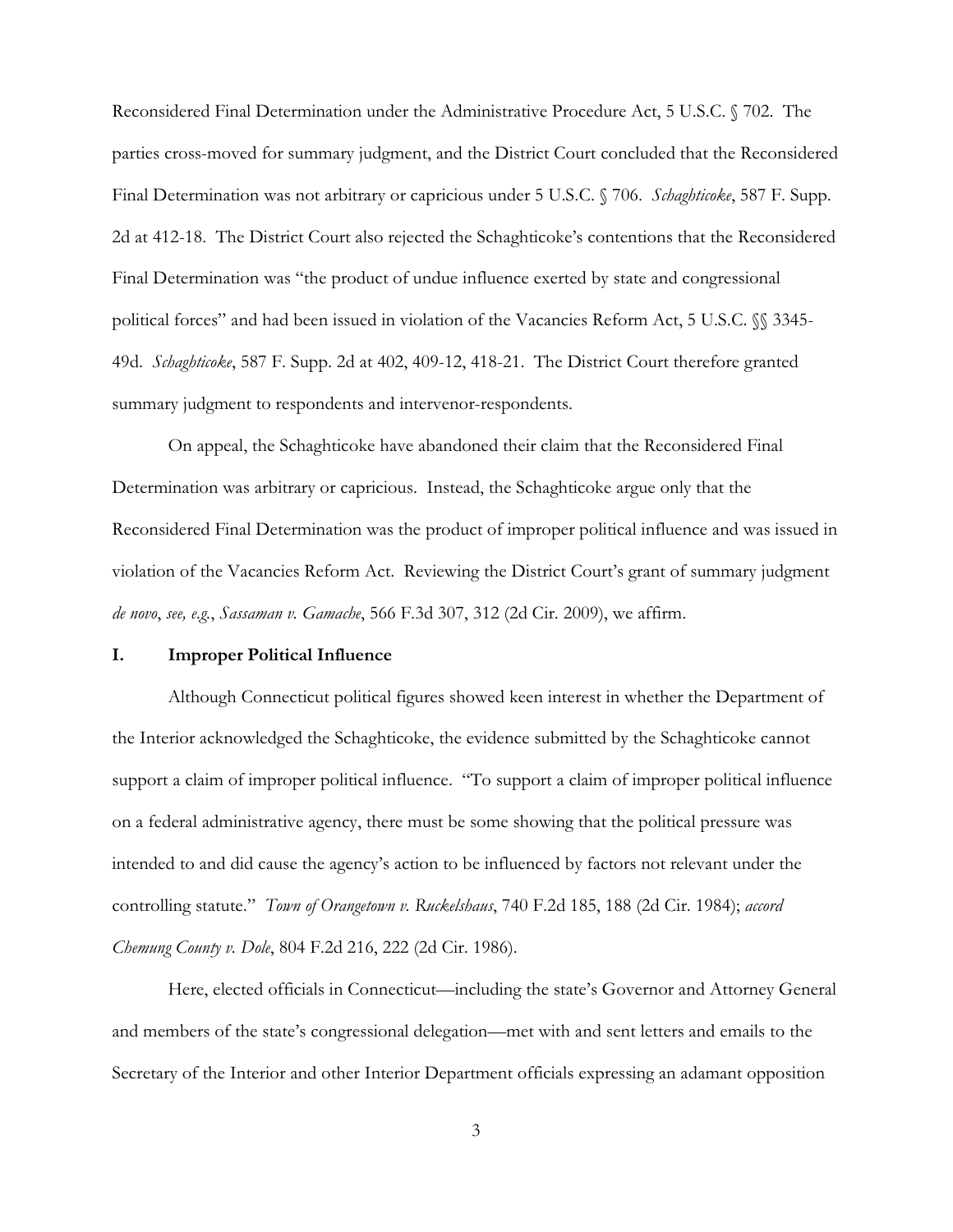Reconsidered Final Determination under the Administrative Procedure Act, 5 U.S.C. § 702. The parties cross-moved for summary judgment, and the District Court concluded that the Reconsidered Final Determination was not arbitrary or capricious under 5 U.S.C. § 706. *Schaghticoke*, 587 F. Supp. 2d at 412-18. The District Court also rejected the Schaghticoke's contentions that the Reconsidered Final Determination was "the product of undue influence exerted by state and congressional political forces" and had been issued in violation of the Vacancies Reform Act, 5 U.S.C. §§ 3345-49d. *Schaghticoke*, 587 F. Supp. 2d at 402, 409-12, 418-21. The District Court therefore granted summary judgment to respondents and intervenor-respondents.

On appeal, the Schaghticoke have abandoned their claim that the Reconsidered Final Determination was arbitrary or capricious. Instead, the Schaghticoke argue only that the Reconsidered Final Determination was the product of improper political influence and was issued in violation of the Vacancies Reform Act. Reviewing the District Court's grant of summary judgment *de novo*, *see, e.g.*, *Sassaman v. Gamache*, 566 F.3d 307, 312 (2d Cir. 2009), we affirm.

## I. Improper Political Influence

Although Connecticut political figures showed keen interest in whether the Department of the Interior acknowledged the Schaghticoke, the evidence submitted by the Schaghticoke cannot support a claim of improper political influence. "To support a claim of improper political influence on a federal administrative agency, there must be some showing that the political pressure was intended to and did cause the agency's action to be influenced by factors not relevant under the controlling statute." *Town of Orangetown v. Ruckelshaus*, 740 F.2d 185, 188 (2d Cir. 1984); *accord Chemung County v. Dole*, 804 F.2d 216, 222 (2d Cir. 1986).

Here, elected officials in Connecticut—including the state's Governor and Attorney General and members of the state's congressional delegation—met with and sent letters and emails to the Secretary of the Interior and other Interior Department officials expressing an adamant opposition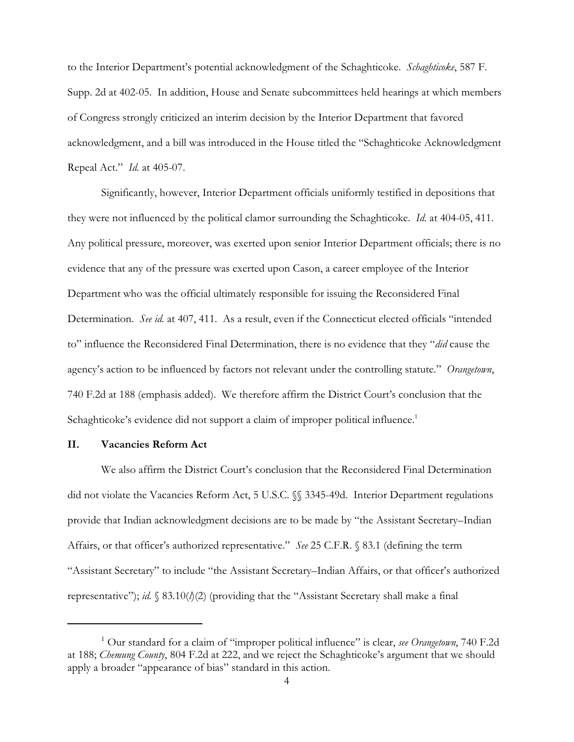to the Interior Department's potential acknowledgment of the Schaghticoke. *Schaghticoke*, 587 F. Supp. 2d at 402-05. In addition, House and Senate subcommittees held hearings at which members of Congress strongly criticized an interim decision by the Interior Department that favored acknowledgment, and a bill was introduced in the House titled the "Schaghticoke Acknowledgment Repeal Act." *Id.* at 405-07.

Significantly, however, Interior Department officials uniformly testified in depositions that they were not influenced by the political clamor surrounding the Schaghticoke. *Id.* at 404-05, 411. Any political pressure, moreover, was exerted upon senior Interior Department officials; there is no evidence that any of the pressure was exerted upon Cason, a career employee of the Interior Department who was the official ultimately responsible for issuing the Reconsidered Final Determination. *See id.* at 407, 411. As a result, even if the Connecticut elected officials "intended to" influence the Reconsidered Final Determination, there is no evidence that they "*did* cause the agency's action to be influenced by factors not relevant under the controlling statute." *Orangetown*, 740 F.2d at 188 (emphasis added). We therefore affirm the District Court's conclusion that the Schaghticoke's evidence did not support a claim of improper political influence.[1]

## II. Vacancies Reform Act

We also affirm the District Court's conclusion that the Reconsidered Final Determination did not violate the Vacancies Reform Act, 5 U.S.C. §§ 3345-49d. Interior Department regulations provide that Indian acknowledgment decisions are to be made by "the Assistant Secretary–Indian Affairs, or that officer's authorized representative." *See* 25 C.F.R. § 83.1 (defining the term "Assistant Secretary" to include "the Assistant Secretary–Indian Affairs, or that officer's authorized representative"); *id.* § 83.10(*l*)(2) (providing that the "Assistant Secretary shall make a final

---

[1] Our standard for a claim of "improper political influence" is clear, *see Orangetown*, 740 F.2d at 188; *Chemung County*, 804 F.2d at 222, and we reject the Schaghticoke's argument that we should apply a broader "appearance of bias" standard in this action.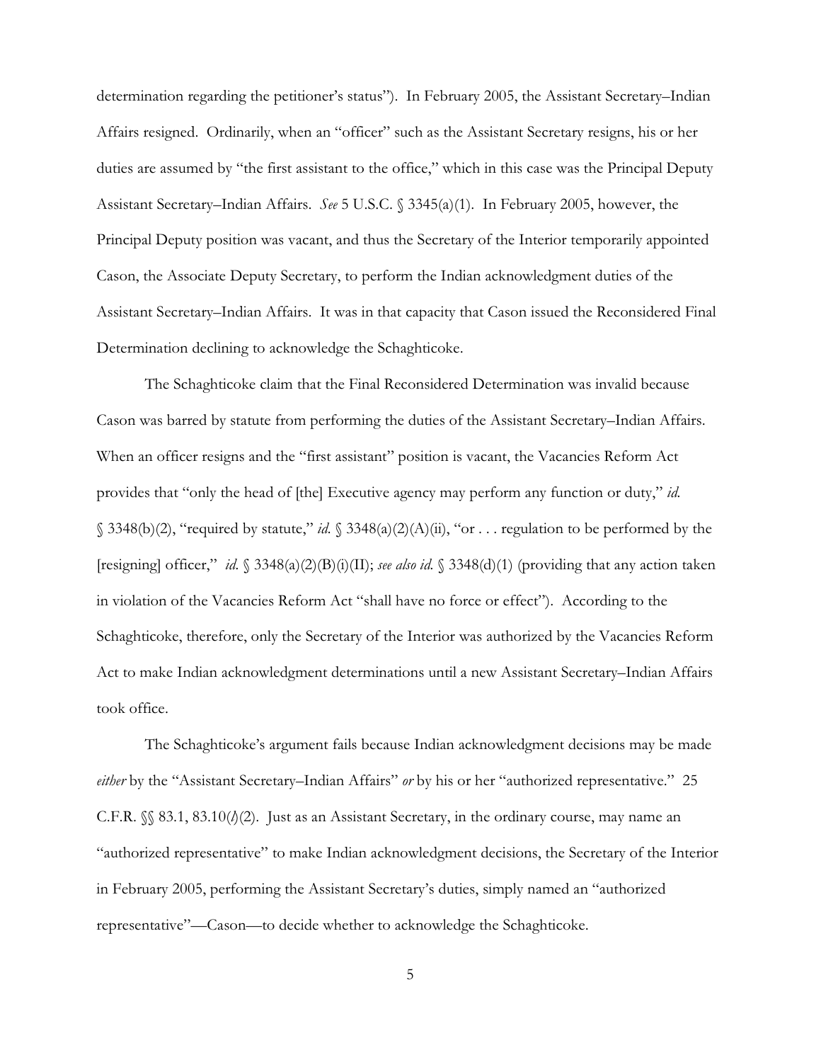determination regarding the petitioner's status"). In February 2005, the Assistant Secretary–Indian Affairs resigned. Ordinarily, when an "officer" such as the Assistant Secretary resigns, his or her duties are assumed by "the first assistant to the office," which in this case was the Principal Deputy Assistant Secretary–Indian Affairs. *See* 5 U.S.C. § 3345(a)(1). In February 2005, however, the Principal Deputy position was vacant, and thus the Secretary of the Interior temporarily appointed Cason, the Associate Deputy Secretary, to perform the Indian acknowledgment duties of the Assistant Secretary–Indian Affairs. It was in that capacity that Cason issued the Reconsidered Final Determination declining to acknowledge the Schaghticoke.

The Schaghticoke claim that the Final Reconsidered Determination was invalid because Cason was barred by statute from performing the duties of the Assistant Secretary–Indian Affairs. When an officer resigns and the "first assistant" position is vacant, the Vacancies Reform Act provides that "only the head of [the] Executive agency may perform any function or duty," *id.* § 3348(b)(2), "required by statute," *id.* § 3348(a)(2)(A)(ii), "or . . . regulation to be performed by the [resigning] officer," *id.* § 3348(a)(2)(B)(i)(II); *see also id.* § 3348(d)(1) (providing that any action taken in violation of the Vacancies Reform Act "shall have no force or effect"). According to the Schaghticoke, therefore, only the Secretary of the Interior was authorized by the Vacancies Reform Act to make Indian acknowledgment determinations until a new Assistant Secretary–Indian Affairs took office.

The Schaghticoke's argument fails because Indian acknowledgment decisions may be made *either* by the "Assistant Secretary–Indian Affairs" *or* by his or her "authorized representative." 25 C.F.R. §§ 83.1, 83.10(*l*)(2). Just as an Assistant Secretary, in the ordinary course, may name an "authorized representative" to make Indian acknowledgment decisions, the Secretary of the Interior in February 2005, performing the Assistant Secretary's duties, simply named an "authorized representative"—Cason—to decide whether to acknowledge the Schaghticoke.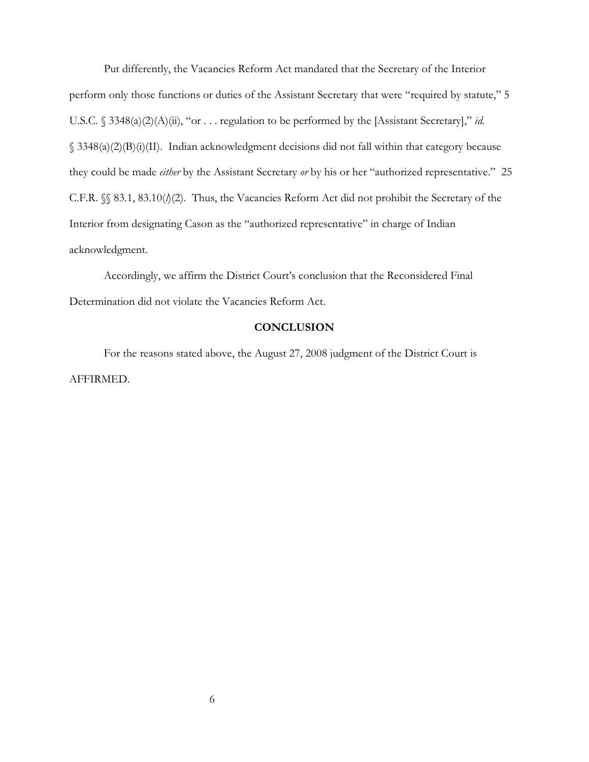Put differently, the Vacancies Reform Act mandated that the Secretary of the Interior perform only those functions or duties of the Assistant Secretary that were "required by statute," 5 U.S.C. § 3348(a)(2)(A)(ii), "or . . . regulation to be performed by the [Assistant Secretary]," *id.* § 3348(a)(2)(B)(i)(II). Indian acknowledgment decisions did not fall within that category because they could be made *either* by the Assistant Secretary *or* by his or her "authorized representative." 25 C.F.R. §§ 83.1, 83.10(*l*)(2). Thus, the Vacancies Reform Act did not prohibit the Secretary of the Interior from designating Cason as the "authorized representative" in charge of Indian acknowledgment.

Accordingly, we affirm the District Court's conclusion that the Reconsidered Final Determination did not violate the Vacancies Reform Act.

## CONCLUSION

For the reasons stated above, the August 27, 2008 judgment of the District Court is AFFIRMED.